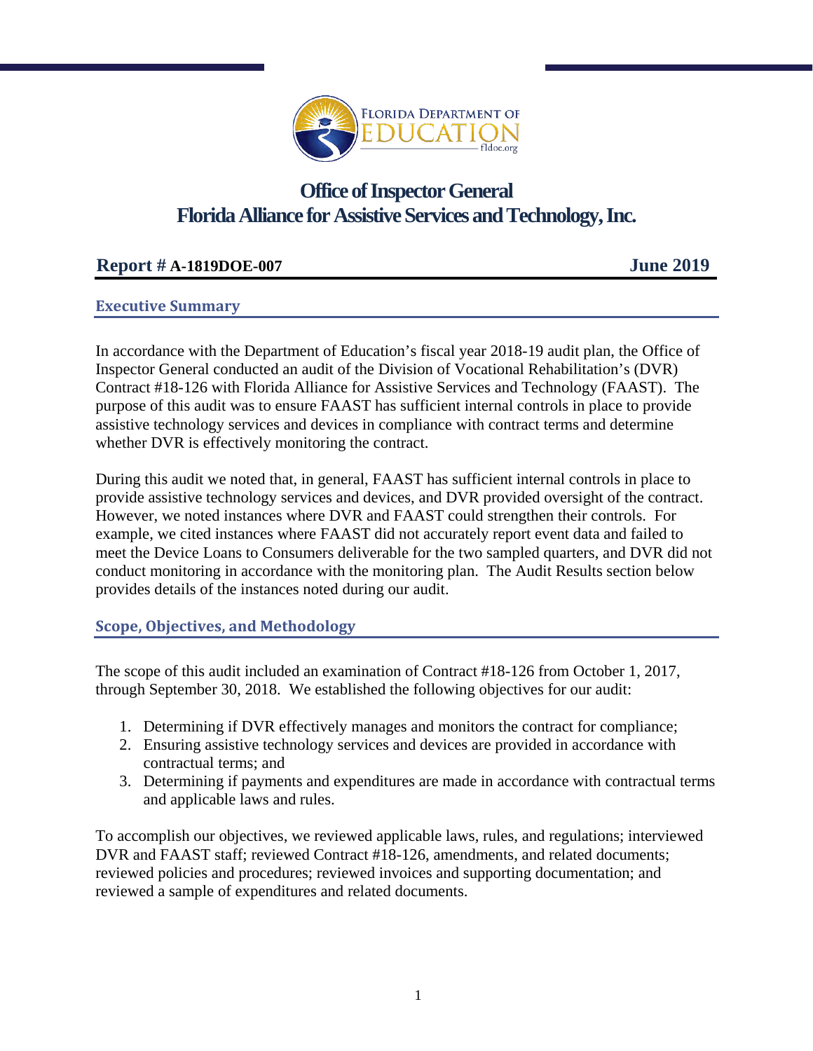# Office of Inspector General
# Florida Alliance for Assistive Services and Technology, Inc.

**Report # A-1819DOE-007** **June 2019**

## Executive Summary

In accordance with the Department of Education's fiscal year 2018-19 audit plan, the Office of Inspector General conducted an audit of the Division of Vocational Rehabilitation's (DVR) Contract #18-126 with Florida Alliance for Assistive Services and Technology (FAAST). The purpose of this audit was to ensure FAAST has sufficient internal controls in place to provide assistive technology services and devices in compliance with contract terms and determine whether DVR is effectively monitoring the contract.

During this audit we noted that, in general, FAAST has sufficient internal controls in place to provide assistive technology services and devices, and DVR provided oversight of the contract. However, we noted instances where DVR and FAAST could strengthen their controls. For example, we cited instances where FAAST did not accurately report event data and failed to meet the Device Loans to Consumers deliverable for the two sampled quarters, and DVR did not conduct monitoring in accordance with the monitoring plan. The Audit Results section below provides details of the instances noted during our audit.

## Scope, Objectives, and Methodology

The scope of this audit included an examination of Contract #18-126 from October 1, 2017, through September 30, 2018. We established the following objectives for our audit:

1. Determining if DVR effectively manages and monitors the contract for compliance;
2. Ensuring assistive technology services and devices are provided in accordance with contractual terms; and
3. Determining if payments and expenditures are made in accordance with contractual terms and applicable laws and rules.

To accomplish our objectives, we reviewed applicable laws, rules, and regulations; interviewed DVR and FAAST staff; reviewed Contract #18-126, amendments, and related documents; reviewed policies and procedures; reviewed invoices and supporting documentation; and reviewed a sample of expenditures and related documents.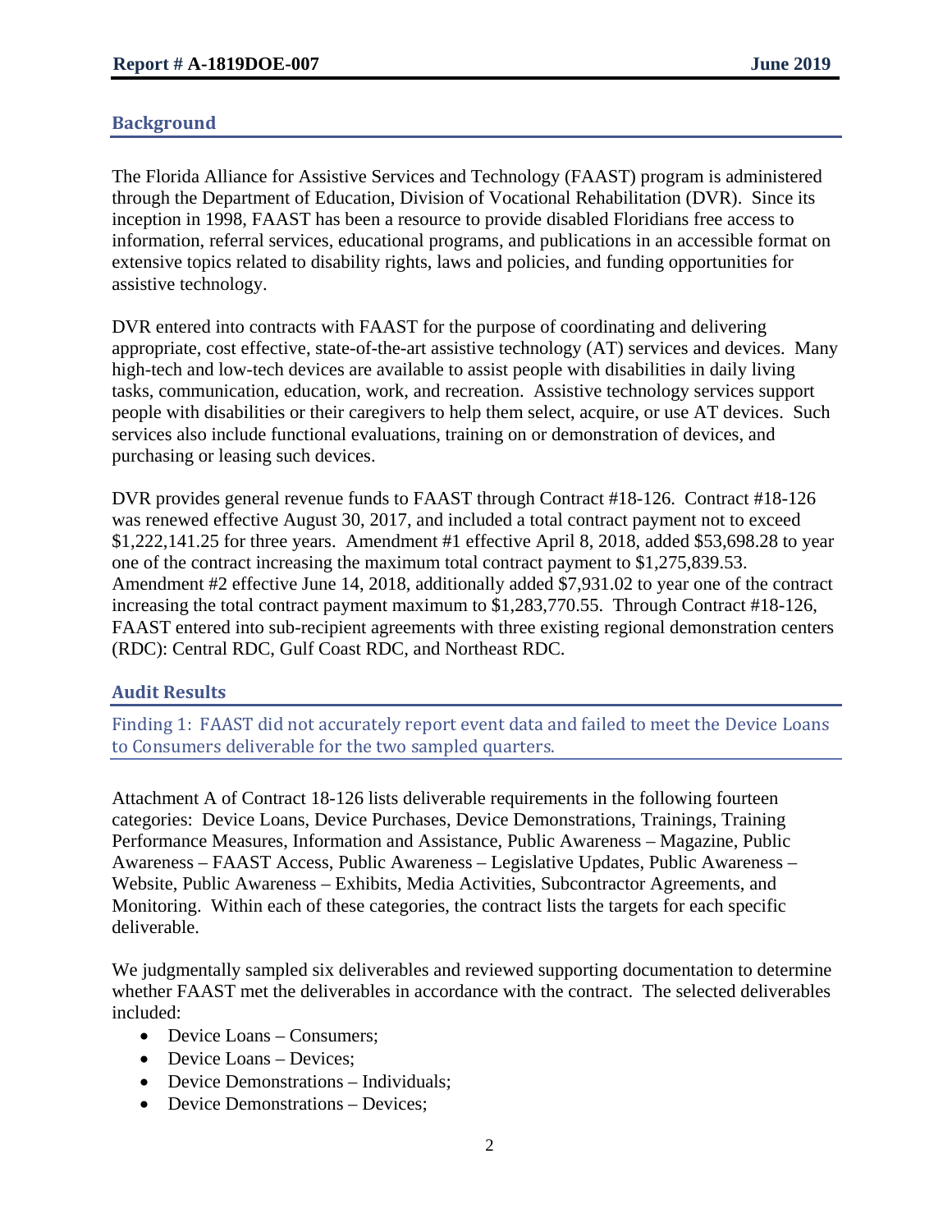## Background

The Florida Alliance for Assistive Services and Technology (FAAST) program is administered through the Department of Education, Division of Vocational Rehabilitation (DVR). Since its inception in 1998, FAAST has been a resource to provide disabled Floridians free access to information, referral services, educational programs, and publications in an accessible format on extensive topics related to disability rights, laws and policies, and funding opportunities for assistive technology.

DVR entered into contracts with FAAST for the purpose of coordinating and delivering appropriate, cost effective, state-of-the-art assistive technology (AT) services and devices. Many high-tech and low-tech devices are available to assist people with disabilities in daily living tasks, communication, education, work, and recreation. Assistive technology services support people with disabilities or their caregivers to help them select, acquire, or use AT devices. Such services also include functional evaluations, training on or demonstration of devices, and purchasing or leasing such devices.

DVR provides general revenue funds to FAAST through Contract #18-126. Contract #18-126 was renewed effective August 30, 2017, and included a total contract payment not to exceed $1,222,141.25 for three years. Amendment #1 effective April 8, 2018, added $53,698.28 to year one of the contract increasing the maximum total contract payment to $1,275,839.53. Amendment #2 effective June 14, 2018, additionally added $7,931.02 to year one of the contract increasing the total contract payment maximum to $1,283,770.55. Through Contract #18-126, FAAST entered into sub-recipient agreements with three existing regional demonstration centers (RDC): Central RDC, Gulf Coast RDC, and Northeast RDC.

## Audit Results

### Finding 1: FAAST did not accurately report event data and failed to meet the Device Loans to Consumers deliverable for the two sampled quarters.

Attachment A of Contract 18-126 lists deliverable requirements in the following fourteen categories: Device Loans, Device Purchases, Device Demonstrations, Trainings, Training Performance Measures, Information and Assistance, Public Awareness – Magazine, Public Awareness – FAAST Access, Public Awareness – Legislative Updates, Public Awareness – Website, Public Awareness – Exhibits, Media Activities, Subcontractor Agreements, and Monitoring. Within each of these categories, the contract lists the targets for each specific deliverable.

We judgmentally sampled six deliverables and reviewed supporting documentation to determine whether FAAST met the deliverables in accordance with the contract. The selected deliverables included:

- Device Loans – Consumers;
- Device Loans – Devices;
- Device Demonstrations – Individuals;
- Device Demonstrations – Devices;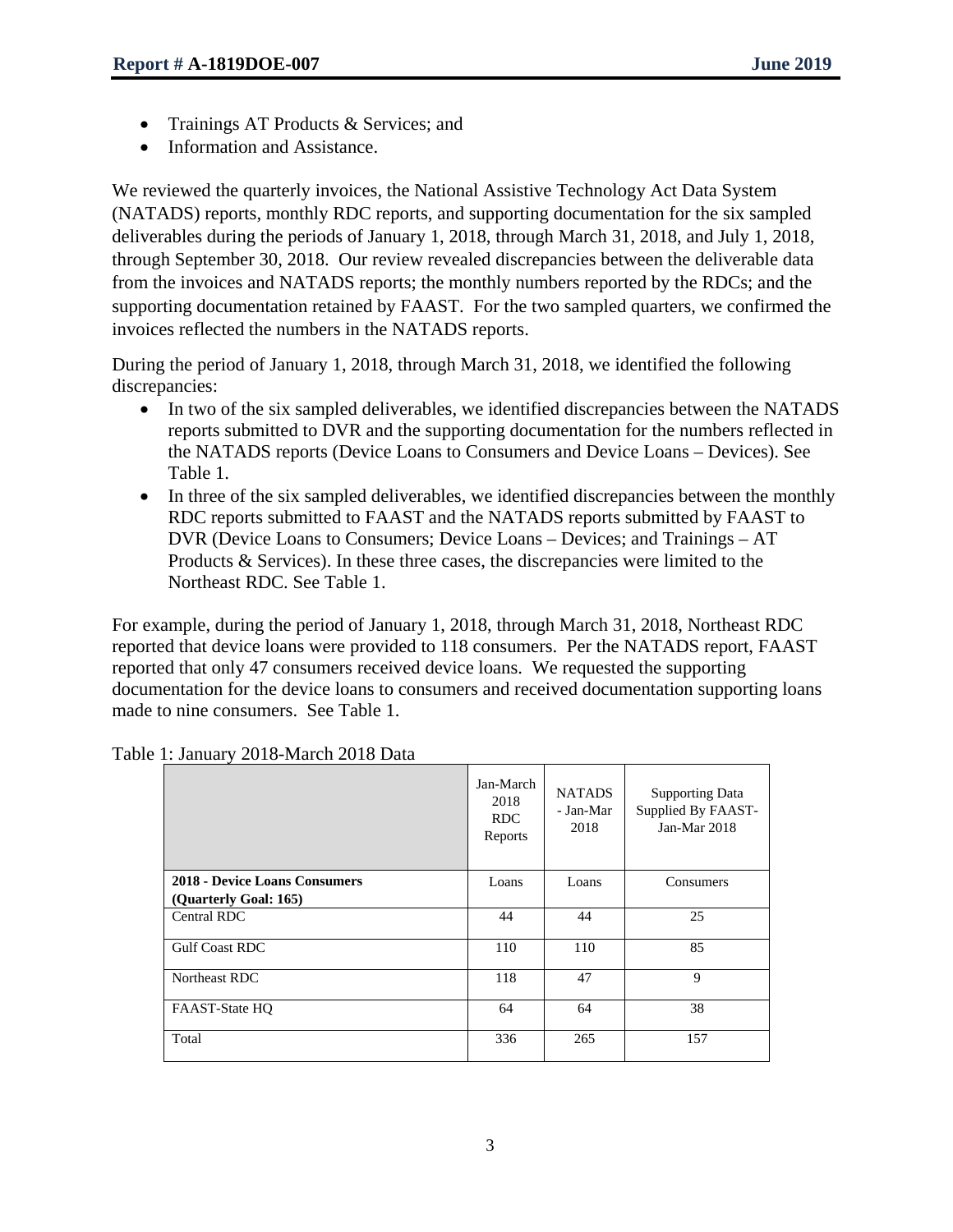- Trainings AT Products & Services; and
- Information and Assistance.

We reviewed the quarterly invoices, the National Assistive Technology Act Data System (NATADS) reports, monthly RDC reports, and supporting documentation for the six sampled deliverables during the periods of January 1, 2018, through March 31, 2018, and July 1, 2018, through September 30, 2018. Our review revealed discrepancies between the deliverable data from the invoices and NATADS reports; the monthly numbers reported by the RDCs; and the supporting documentation retained by FAAST. For the two sampled quarters, we confirmed the invoices reflected the numbers in the NATADS reports.

During the period of January 1, 2018, through March 31, 2018, we identified the following discrepancies:

- In two of the six sampled deliverables, we identified discrepancies between the NATADS reports submitted to DVR and the supporting documentation for the numbers reflected in the NATADS reports (Device Loans to Consumers and Device Loans – Devices). See Table 1.
- In three of the six sampled deliverables, we identified discrepancies between the monthly RDC reports submitted to FAAST and the NATADS reports submitted by FAAST to DVR (Device Loans to Consumers; Device Loans – Devices; and Trainings – AT Products & Services). In these three cases, the discrepancies were limited to the Northeast RDC. See Table 1.

For example, during the period of January 1, 2018, through March 31, 2018, Northeast RDC reported that device loans were provided to 118 consumers. Per the NATADS report, FAAST reported that only 47 consumers received device loans. We requested the supporting documentation for the device loans to consumers and received documentation supporting loans made to nine consumers. See Table 1.

Table 1: January 2018-March 2018 Data

| | Jan-March 2018 RDC Reports | NATADS - Jan-Mar 2018 | Supporting Data Supplied By FAAST-Jan-Mar 2018 |
|---|---|---|---|
| **2018 - Device Loans Consumers (Quarterly Goal: 165)** | Loans | Loans | Consumers |
| Central RDC | 44 | 44 | 25 |
| Gulf Coast RDC | 110 | 110 | 85 |
| Northeast RDC | 118 | 47 | 9 |
| FAAST-State HQ | 64 | 64 | 38 |
| Total | 336 | 265 | 157 |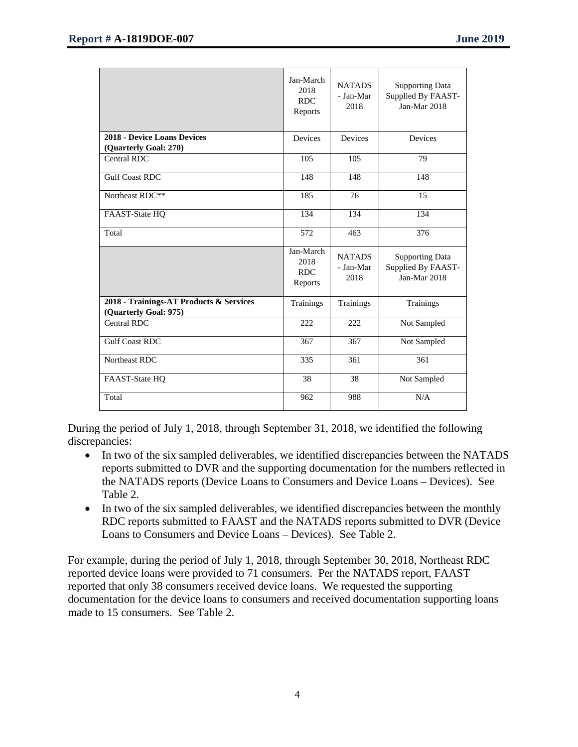| | Jan-March 2018 RDC Reports | NATADS - Jan-Mar 2018 | Supporting Data Supplied By FAAST-Jan-Mar 2018 |
|---|---|---|---|
| **2018 - Device Loans Devices (Quarterly Goal: 270)** | Devices | Devices | Devices |
| Central RDC | 105 | 105 | 79 |
| Gulf Coast RDC | 148 | 148 | 148 |
| Northeast RDC** | 185 | 76 | 15 |
| FAAST-State HQ | 134 | 134 | 134 |
| Total | 572 | 463 | 376 |
| | Jan-March 2018 RDC Reports | NATADS - Jan-Mar 2018 | Supporting Data Supplied By FAAST-Jan-Mar 2018 |
| **2018 - Trainings-AT Products & Services (Quarterly Goal: 975)** | Trainings | Trainings | Trainings |
| Central RDC | 222 | 222 | Not Sampled |
| Gulf Coast RDC | 367 | 367 | Not Sampled |
| Northeast RDC | 335 | 361 | 361 |
| FAAST-State HQ | 38 | 38 | Not Sampled |
| Total | 962 | 988 | N/A |

During the period of July 1, 2018, through September 31, 2018, we identified the following discrepancies:

- In two of the six sampled deliverables, we identified discrepancies between the NATADS reports submitted to DVR and the supporting documentation for the numbers reflected in the NATADS reports (Device Loans to Consumers and Device Loans – Devices). See Table 2.
- In two of the six sampled deliverables, we identified discrepancies between the monthly RDC reports submitted to FAAST and the NATADS reports submitted to DVR (Device Loans to Consumers and Device Loans – Devices). See Table 2.

For example, during the period of July 1, 2018, through September 30, 2018, Northeast RDC reported device loans were provided to 71 consumers. Per the NATADS report, FAAST reported that only 38 consumers received device loans. We requested the supporting documentation for the device loans to consumers and received documentation supporting loans made to 15 consumers. See Table 2.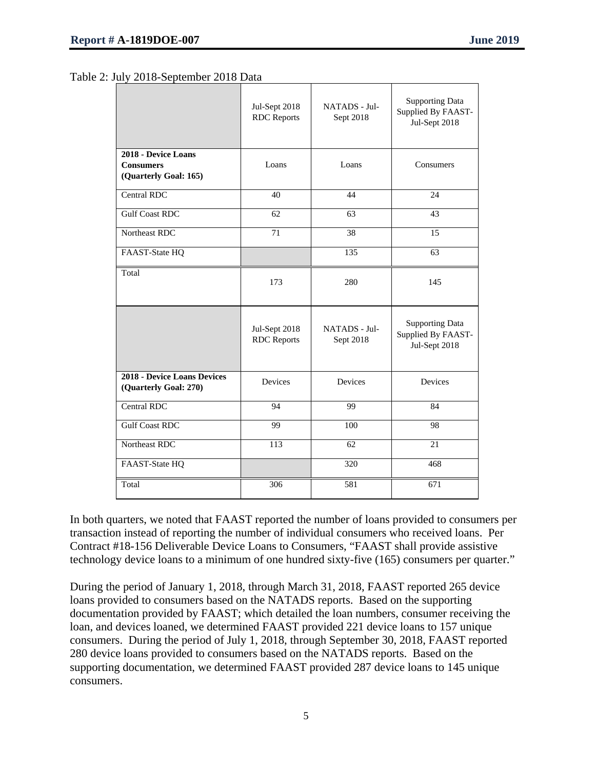Table 2: July 2018-September 2018 Data

| | Jul-Sept 2018 RDC Reports | NATADS - Jul-Sept 2018 | Supporting Data Supplied By FAAST-Jul-Sept 2018 |
|---|---|---|---|
| **2018 - Device Loans Consumers (Quarterly Goal: 165)** | Loans | Loans | Consumers |
| Central RDC | 40 | 44 | 24 |
| Gulf Coast RDC | 62 | 63 | 43 |
| Northeast RDC | 71 | 38 | 15 |
| FAAST-State HQ | | 135 | 63 |
| Total | 173 | 280 | 145 |

| | Jul-Sept 2018 RDC Reports | NATADS - Jul-Sept 2018 | Supporting Data Supplied By FAAST-Jul-Sept 2018 |
|---|---|---|---|
| **2018 - Device Loans Devices (Quarterly Goal: 270)** | Devices | Devices | Devices |
| Central RDC | 94 | 99 | 84 |
| Gulf Coast RDC | 99 | 100 | 98 |
| Northeast RDC | 113 | 62 | 21 |
| FAAST-State HQ | | 320 | 468 |
| Total | 306 | 581 | 671 |

In both quarters, we noted that FAAST reported the number of loans provided to consumers per transaction instead of reporting the number of individual consumers who received loans. Per Contract #18-156 Deliverable Device Loans to Consumers, "FAAST shall provide assistive technology device loans to a minimum of one hundred sixty-five (165) consumers per quarter."

During the period of January 1, 2018, through March 31, 2018, FAAST reported 265 device loans provided to consumers based on the NATADS reports. Based on the supporting documentation provided by FAAST; which detailed the loan numbers, consumer receiving the loan, and devices loaned, we determined FAAST provided 221 device loans to 157 unique consumers. During the period of July 1, 2018, through September 30, 2018, FAAST reported 280 device loans provided to consumers based on the NATADS reports. Based on the supporting documentation, we determined FAAST provided 287 device loans to 145 unique consumers.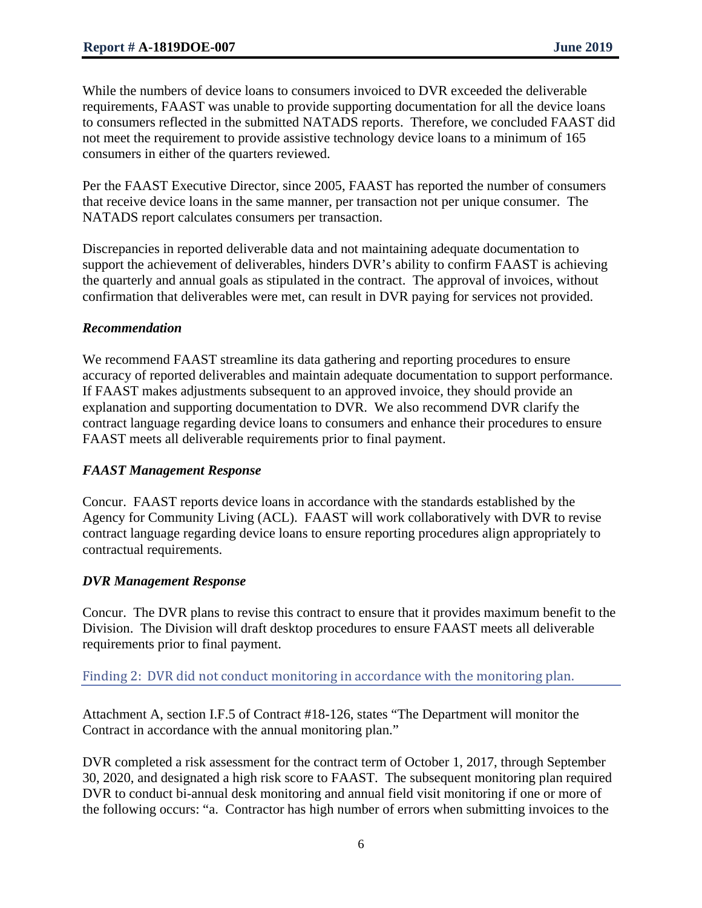While the numbers of device loans to consumers invoiced to DVR exceeded the deliverable requirements, FAAST was unable to provide supporting documentation for all the device loans to consumers reflected in the submitted NATADS reports. Therefore, we concluded FAAST did not meet the requirement to provide assistive technology device loans to a minimum of 165 consumers in either of the quarters reviewed.

Per the FAAST Executive Director, since 2005, FAAST has reported the number of consumers that receive device loans in the same manner, per transaction not per unique consumer. The NATADS report calculates consumers per transaction.

Discrepancies in reported deliverable data and not maintaining adequate documentation to support the achievement of deliverables, hinders DVR's ability to confirm FAAST is achieving the quarterly and annual goals as stipulated in the contract. The approval of invoices, without confirmation that deliverables were met, can result in DVR paying for services not provided.

#### *Recommendation*

We recommend FAAST streamline its data gathering and reporting procedures to ensure accuracy of reported deliverables and maintain adequate documentation to support performance. If FAAST makes adjustments subsequent to an approved invoice, they should provide an explanation and supporting documentation to DVR. We also recommend DVR clarify the contract language regarding device loans to consumers and enhance their procedures to ensure FAAST meets all deliverable requirements prior to final payment.

#### *FAAST Management Response*

Concur. FAAST reports device loans in accordance with the standards established by the Agency for Community Living (ACL). FAAST will work collaboratively with DVR to revise contract language regarding device loans to ensure reporting procedures align appropriately to contractual requirements.

#### *DVR Management Response*

Concur. The DVR plans to revise this contract to ensure that it provides maximum benefit to the Division. The Division will draft desktop procedures to ensure FAAST meets all deliverable requirements prior to final payment.

### Finding 2: DVR did not conduct monitoring in accordance with the monitoring plan.

Attachment A, section I.F.5 of Contract #18-126, states "The Department will monitor the Contract in accordance with the annual monitoring plan."

DVR completed a risk assessment for the contract term of October 1, 2017, through September 30, 2020, and designated a high risk score to FAAST. The subsequent monitoring plan required DVR to conduct bi-annual desk monitoring and annual field visit monitoring if one or more of the following occurs: "a. Contractor has high number of errors when submitting invoices to the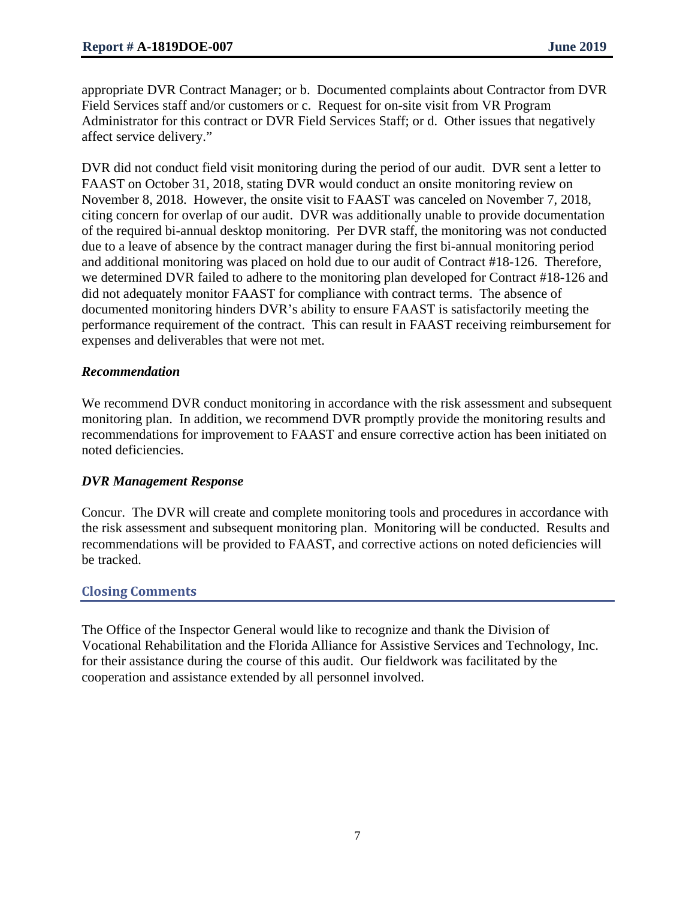appropriate DVR Contract Manager; or b. Documented complaints about Contractor from DVR Field Services staff and/or customers or c. Request for on-site visit from VR Program Administrator for this contract or DVR Field Services Staff; or d. Other issues that negatively affect service delivery."

DVR did not conduct field visit monitoring during the period of our audit. DVR sent a letter to FAAST on October 31, 2018, stating DVR would conduct an onsite monitoring review on November 8, 2018. However, the onsite visit to FAAST was canceled on November 7, 2018, citing concern for overlap of our audit. DVR was additionally unable to provide documentation of the required bi-annual desktop monitoring. Per DVR staff, the monitoring was not conducted due to a leave of absence by the contract manager during the first bi-annual monitoring period and additional monitoring was placed on hold due to our audit of Contract #18-126. Therefore, we determined DVR failed to adhere to the monitoring plan developed for Contract #18-126 and did not adequately monitor FAAST for compliance with contract terms. The absence of documented monitoring hinders DVR's ability to ensure FAAST is satisfactorily meeting the performance requirement of the contract. This can result in FAAST receiving reimbursement for expenses and deliverables that were not met.

***Recommendation***

We recommend DVR conduct monitoring in accordance with the risk assessment and subsequent monitoring plan. In addition, we recommend DVR promptly provide the monitoring results and recommendations for improvement to FAAST and ensure corrective action has been initiated on noted deficiencies.

***DVR Management Response***

Concur. The DVR will create and complete monitoring tools and procedures in accordance with the risk assessment and subsequent monitoring plan. Monitoring will be conducted. Results and recommendations will be provided to FAAST, and corrective actions on noted deficiencies will be tracked.

## Closing Comments

The Office of the Inspector General would like to recognize and thank the Division of Vocational Rehabilitation and the Florida Alliance for Assistive Services and Technology, Inc. for their assistance during the course of this audit. Our fieldwork was facilitated by the cooperation and assistance extended by all personnel involved.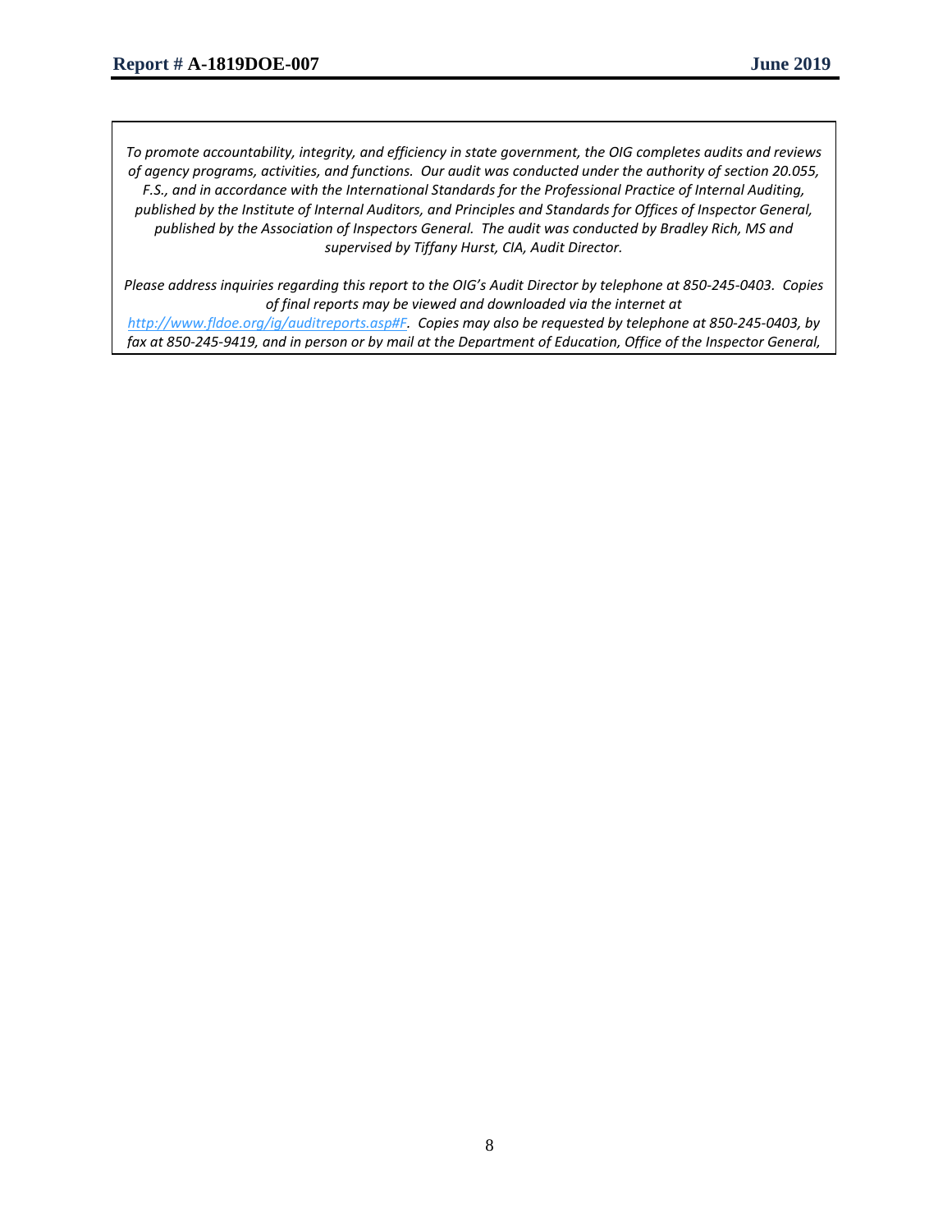*To promote accountability, integrity, and efficiency in state government, the OIG completes audits and reviews of agency programs, activities, and functions. Our audit was conducted under the authority of section 20.055, F.S., and in accordance with the International Standards for the Professional Practice of Internal Auditing, published by the Institute of Internal Auditors, and Principles and Standards for Offices of Inspector General, published by the Association of Inspectors General. The audit was conducted by Bradley Rich, MS and supervised by Tiffany Hurst, CIA, Audit Director.*

*Please address inquiries regarding this report to the OIG's Audit Director by telephone at 850-245-0403. Copies of final reports may be viewed and downloaded via the internet at [http://www.fldoe.org/ig/auditreports.asp#F](http://www.fldoe.org/ig/auditreports.asp#F). Copies may also be requested by telephone at 850-245-0403, by fax at 850-245-9419, and in person or by mail at the Department of Education, Office of the Inspector General,*